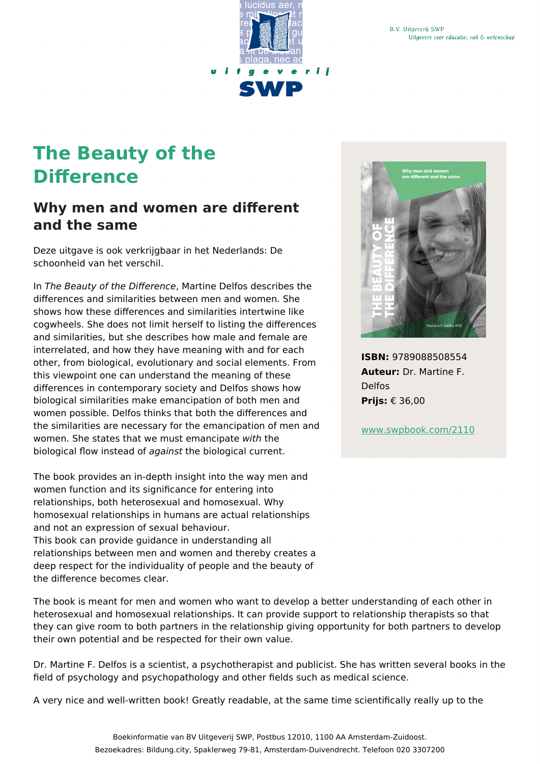B.V. Uitgeverij SWP
Uitgevers voor educatie, vak & wetenschap

# The Beauty of the Difference

## Why men and women are different and the same

Deze uitgave is ook verkrijgbaar in het Nederlands: De schoonheid van het verschil.

In *The Beauty of the Difference*, Martine Delfos describes the differences and similarities between men and women. She shows how these differences and similarities intertwine like cogwheels. She does not limit herself to listing the differences and similarities, but she describes how male and female are interrelated, and how they have meaning with and for each other, from biological, evolutionary and social elements. From this viewpoint one can understand the meaning of these differences in contemporary society and Delfos shows how biological similarities make emancipation of both men and women possible. Delfos thinks that both the differences and the similarities are necessary for the emancipation of men and women. She states that we must emancipate *with* the biological flow instead of *against* the biological current.

The book provides an in-depth insight into the way men and women function and its significance for entering into relationships, both heterosexual and homosexual. Why homosexual relationships in humans are actual relationships and not an expression of sexual behaviour.
This book can provide guidance in understanding all relationships between men and women and thereby creates a deep respect for the individuality of people and the beauty of the difference becomes clear.

**ISBN:** 9789088508554
**Auteur:** Dr. Martine F. Delfos
**Prijs:** € 36,00

www.swpbook.com/2110

The book is meant for men and women who want to develop a better understanding of each other in heterosexual and homosexual relationships. It can provide support to relationship therapists so that they can give room to both partners in the relationship giving opportunity for both partners to develop their own potential and be respected for their own value.

Dr. Martine F. Delfos is a scientist, a psychotherapist and publicist. She has written several books in the field of psychology and psychopathology and other fields such as medical science.

A very nice and well-written book! Greatly readable, at the same time scientifically really up to the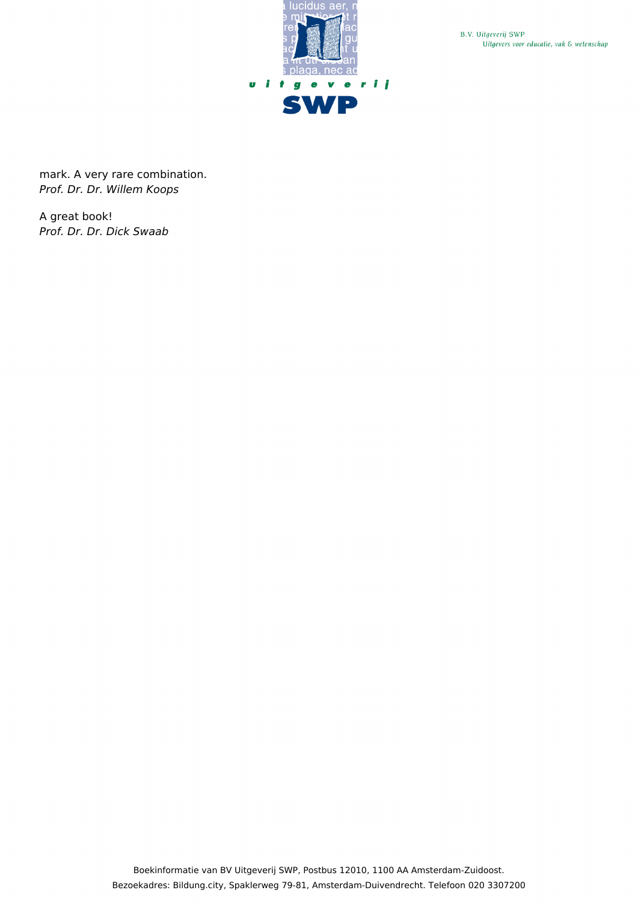mark. A very rare combination.
*Prof. Dr. Dr. Willem Koops*

A great book!
*Prof. Dr. Dr. Dick Swaab*